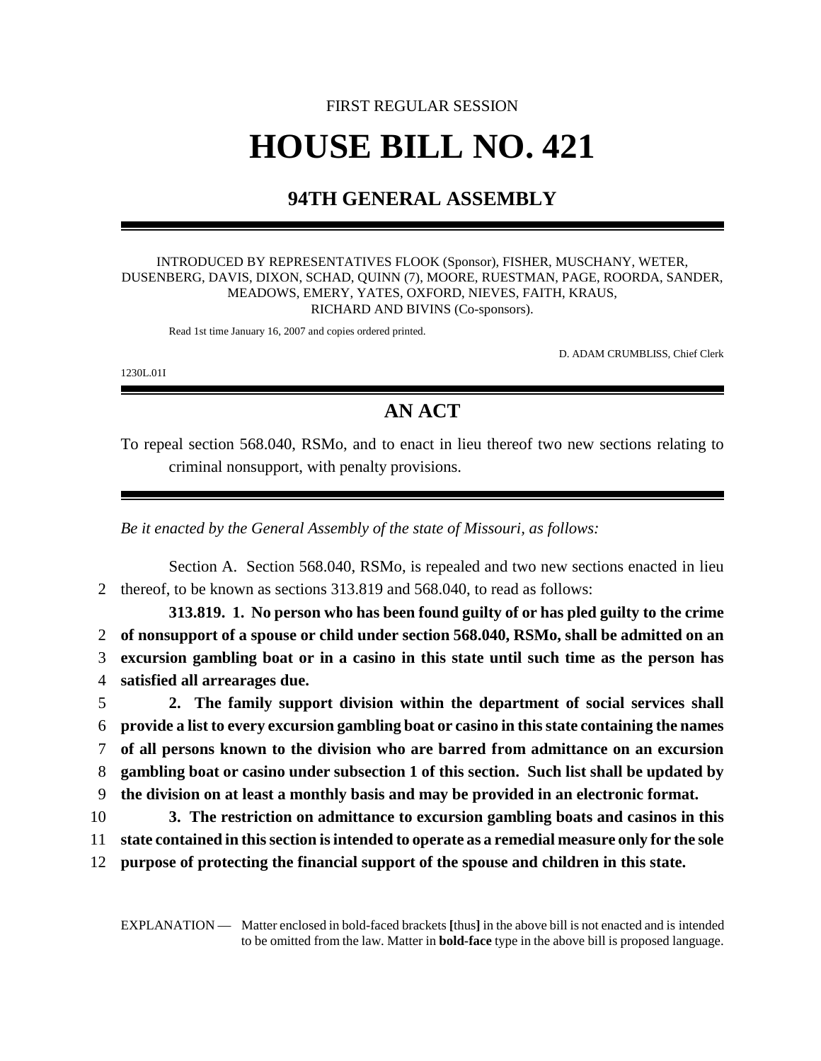FIRST REGULAR SESSION

# HOUSE BILL NO. 421

## 94TH GENERAL ASSEMBLY

INTRODUCED BY REPRESENTATIVES FLOOK (Sponsor), FISHER, MUSCHANY, WETER, DUSENBERG, DAVIS, DIXON, SCHAD, QUINN (7), MOORE, RUESTMAN, PAGE, ROORDA, SANDER, MEADOWS, EMERY, YATES, OXFORD, NIEVES, FAITH, KRAUS, RICHARD AND BIVINS (Co-sponsors).

Read 1st time January 16, 2007 and copies ordered printed.

D. ADAM CRUMBLISS, Chief Clerk

1230L.01I

## AN ACT

To repeal section 568.040, RSMo, and to enact in lieu thereof two new sections relating to criminal nonsupport, with penalty provisions.

*Be it enacted by the General Assembly of the state of Missouri, as follows:*

Section A. Section 568.040, RSMo, is repealed and two new sections enacted in lieu thereof, to be known as sections 313.819 and 568.040, to read as follows:

**313.819. 1. No person who has been found guilty of or has pled guilty to the crime of nonsupport of a spouse or child under section 568.040, RSMo, shall be admitted on an excursion gambling boat or in a casino in this state until such time as the person has satisfied all arrearages due.**

**2. The family support division within the department of social services shall provide a list to every excursion gambling boat or casino in this state containing the names of all persons known to the division who are barred from admittance on an excursion gambling boat or casino under subsection 1 of this section. Such list shall be updated by the division on at least a monthly basis and may be provided in an electronic format.**

**3. The restriction on admittance to excursion gambling boats and casinos in this state contained in this section is intended to operate as a remedial measure only for the sole purpose of protecting the financial support of the spouse and children in this state.**

EXPLANATION — Matter enclosed in bold-faced brackets **[**thus**]** in the above bill is not enacted and is intended to be omitted from the law. Matter in **bold-face** type in the above bill is proposed language.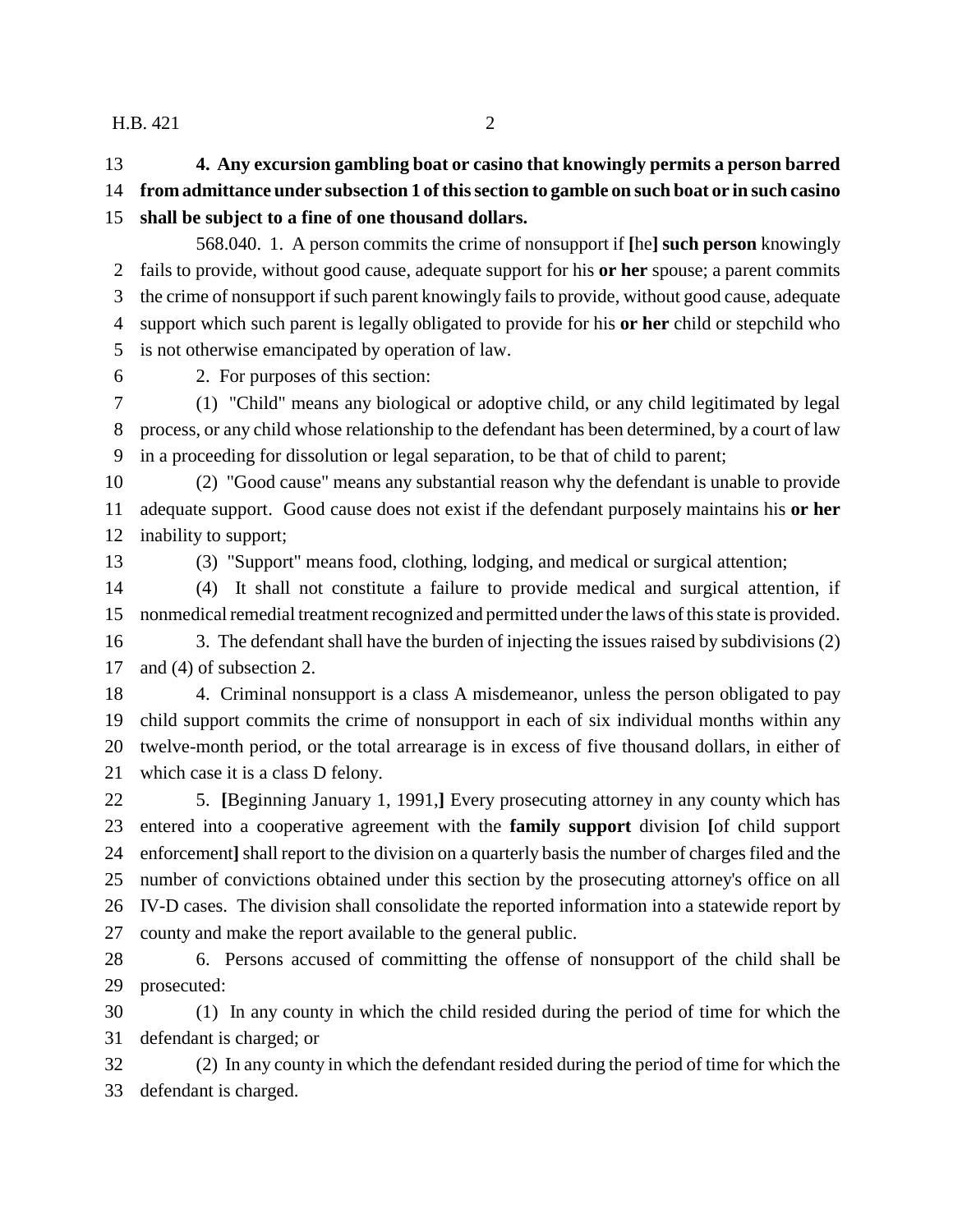**4. Any excursion gambling boat or casino that knowingly permits a person barred from admittance under subsection 1 of this section to gamble on such boat or in such casino shall be subject to a fine of one thousand dollars.**

568.040. 1. A person commits the crime of nonsupport if [he] **such person** knowingly fails to provide, without good cause, adequate support for his **or her** spouse; a parent commits the crime of nonsupport if such parent knowingly fails to provide, without good cause, adequate support which such parent is legally obligated to provide for his **or her** child or stepchild who is not otherwise emancipated by operation of law.

2. For purposes of this section:

(1) "Child" means any biological or adoptive child, or any child legitimated by legal process, or any child whose relationship to the defendant has been determined, by a court of law in a proceeding for dissolution or legal separation, to be that of child to parent;

(2) "Good cause" means any substantial reason why the defendant is unable to provide adequate support. Good cause does not exist if the defendant purposely maintains his **or her** inability to support;

(3) "Support" means food, clothing, lodging, and medical or surgical attention;

(4) It shall not constitute a failure to provide medical and surgical attention, if nonmedical remedial treatment recognized and permitted under the laws of this state is provided.

3. The defendant shall have the burden of injecting the issues raised by subdivisions (2) and (4) of subsection 2.

4. Criminal nonsupport is a class A misdemeanor, unless the person obligated to pay child support commits the crime of nonsupport in each of six individual months within any twelve-month period, or the total arrearage is in excess of five thousand dollars, in either of which case it is a class D felony.

5. [Beginning January 1, 1991,] Every prosecuting attorney in any county which has entered into a cooperative agreement with the **family support** division [of child support enforcement] shall report to the division on a quarterly basis the number of charges filed and the number of convictions obtained under this section by the prosecuting attorney's office on all IV-D cases. The division shall consolidate the reported information into a statewide report by county and make the report available to the general public.

6. Persons accused of committing the offense of nonsupport of the child shall be prosecuted:

(1) In any county in which the child resided during the period of time for which the defendant is charged; or

(2) In any county in which the defendant resided during the period of time for which the defendant is charged.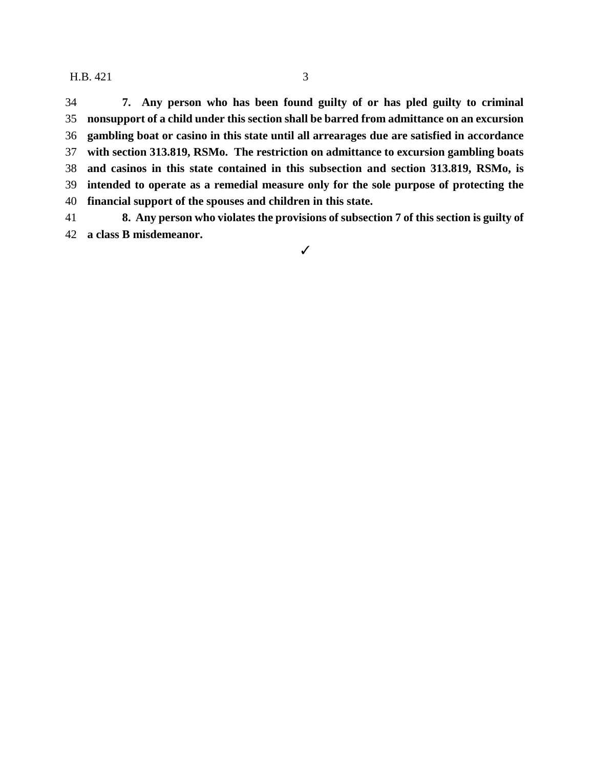**7. Any person who has been found guilty of or has pled guilty to criminal nonsupport of a child under this section shall be barred from admittance on an excursion gambling boat or casino in this state until all arrearages due are satisfied in accordance with section 313.819, RSMo. The restriction on admittance to excursion gambling boats and casinos in this state contained in this subsection and section 313.819, RSMo, is intended to operate as a remedial measure only for the sole purpose of protecting the financial support of the spouses and children in this state.**

**8. Any person who violates the provisions of subsection 7 of this section is guilty of a class B misdemeanor.**

✓